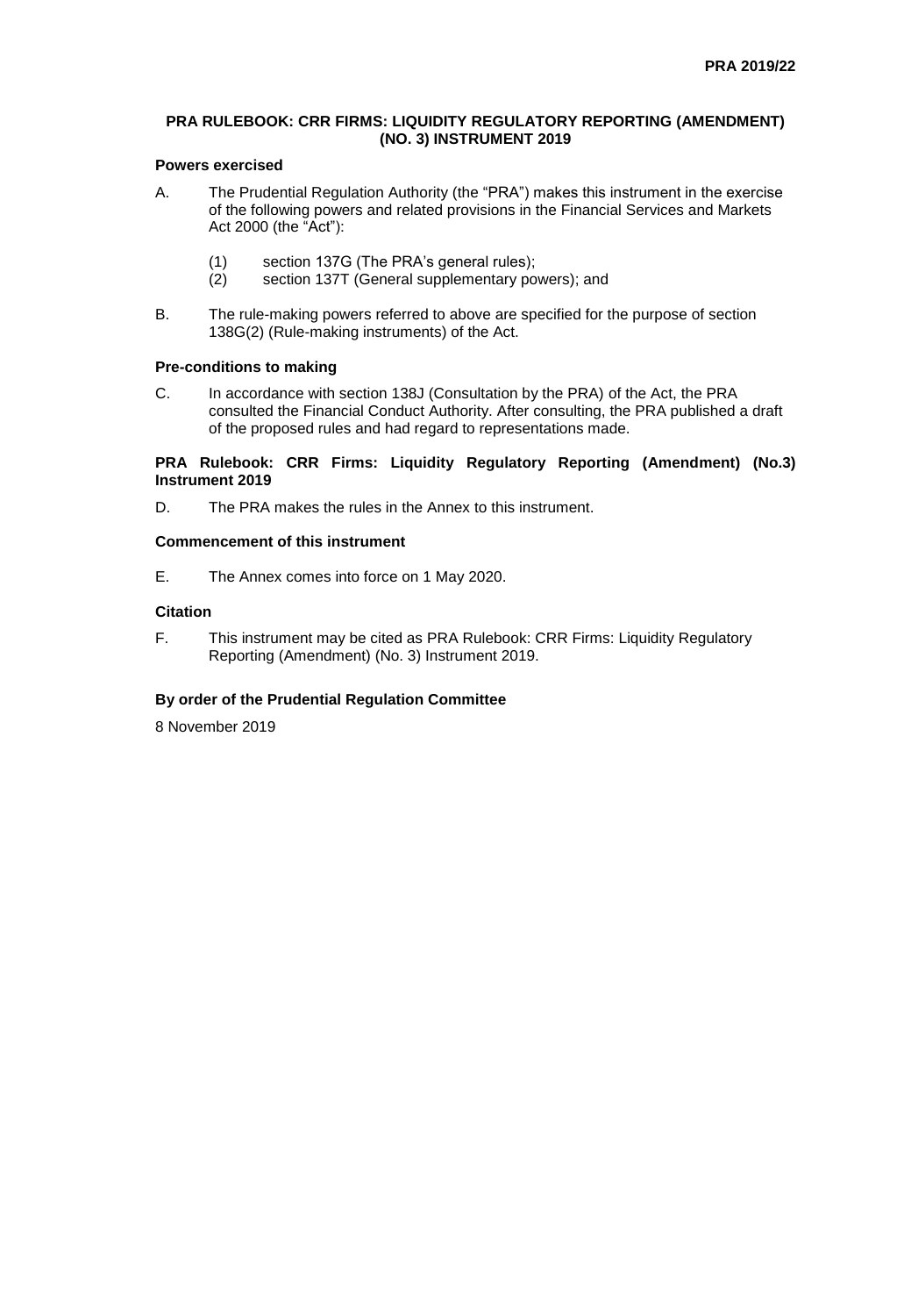**PRA 2019/22**

# PRA RULEBOOK: CRR FIRMS: LIQUIDITY REGULATORY REPORTING (AMENDMENT) (NO. 3) INSTRUMENT 2019

## Powers exercised

A. The Prudential Regulation Authority (the "PRA") makes this instrument in the exercise of the following powers and related provisions in the Financial Services and Markets Act 2000 (the "Act"):

   (1) section 137G (The PRA's general rules);
   (2) section 137T (General supplementary powers); and

B. The rule-making powers referred to above are specified for the purpose of section 138G(2) (Rule-making instruments) of the Act.

## Pre-conditions to making

C. In accordance with section 138J (Consultation by the PRA) of the Act, the PRA consulted the Financial Conduct Authority. After consulting, the PRA published a draft of the proposed rules and had regard to representations made.

## PRA Rulebook: CRR Firms: Liquidity Regulatory Reporting (Amendment) (No.3) Instrument 2019

D. The PRA makes the rules in the Annex to this instrument.

## Commencement of this instrument

E. The Annex comes into force on 1 May 2020.

## Citation

F. This instrument may be cited as PRA Rulebook: CRR Firms: Liquidity Regulatory Reporting (Amendment) (No. 3) Instrument 2019.

## By order of the Prudential Regulation Committee

8 November 2019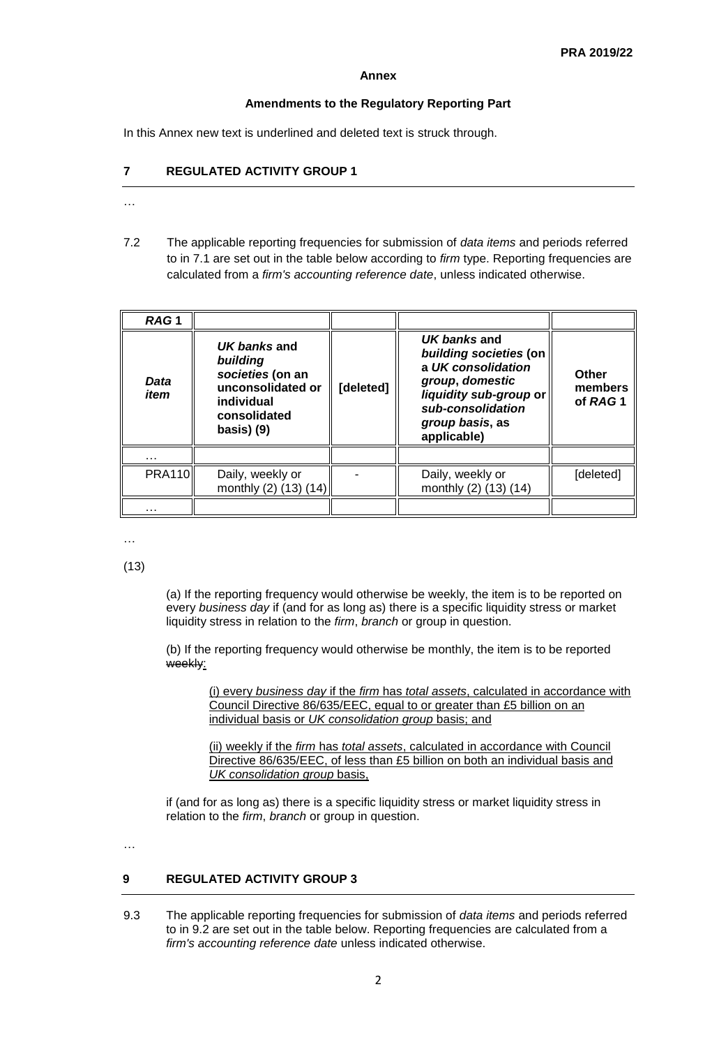**Annex**

**Amendments to the Regulatory Reporting Part**

In this Annex new text is underlined and deleted text is struck through.

## 7 REGULATED ACTIVITY GROUP 1

…

7.2 The applicable reporting frequencies for submission of *data items* and periods referred to in 7.1 are set out in the table below according to *firm* type. Reporting frequencies are calculated from a *firm's accounting reference date*, unless indicated otherwise.

| ***RAG* 1** | | | | |
|---|---|---|---|---|
| ***Data item*** | ***UK banks* and *building societies* (on an unconsolidated or individual consolidated basis) (9)** | **[deleted]** | ***UK banks* and *building societies* (on a *UK consolidation group*, *domestic liquidity sub-group* or *sub-consolidation group basis*, as applicable)** | **Other members of *RAG* 1** |
| … | | | | |
| PRA110 | Daily, weekly or monthly (2) (13) (14) | - | Daily, weekly or monthly (2) (13) (14) | [deleted] |
| … | | | | |

…

(13)

(a) If the reporting frequency would otherwise be weekly, the item is to be reported on every *business day* if (and for as long as) there is a specific liquidity stress or market liquidity stress in relation to the *firm*, *branch* or group in question.

(b) If the reporting frequency would otherwise be monthly, the item is to be reported ~~weekly~~:

(i) every *business day* if the *firm* has *total assets*, calculated in accordance with Council Directive 86/635/EEC, equal to or greater than £5 billion on an individual basis or *UK consolidation group* basis; and

(ii) weekly if the *firm* has *total assets*, calculated in accordance with Council Directive 86/635/EEC, of less than £5 billion on both an individual basis and *UK consolidation group* basis,

if (and for as long as) there is a specific liquidity stress or market liquidity stress in relation to the *firm*, *branch* or group in question.

…

## 9 REGULATED ACTIVITY GROUP 3

9.3 The applicable reporting frequencies for submission of *data items* and periods referred to in 9.2 are set out in the table below. Reporting frequencies are calculated from a *firm's accounting reference date* unless indicated otherwise.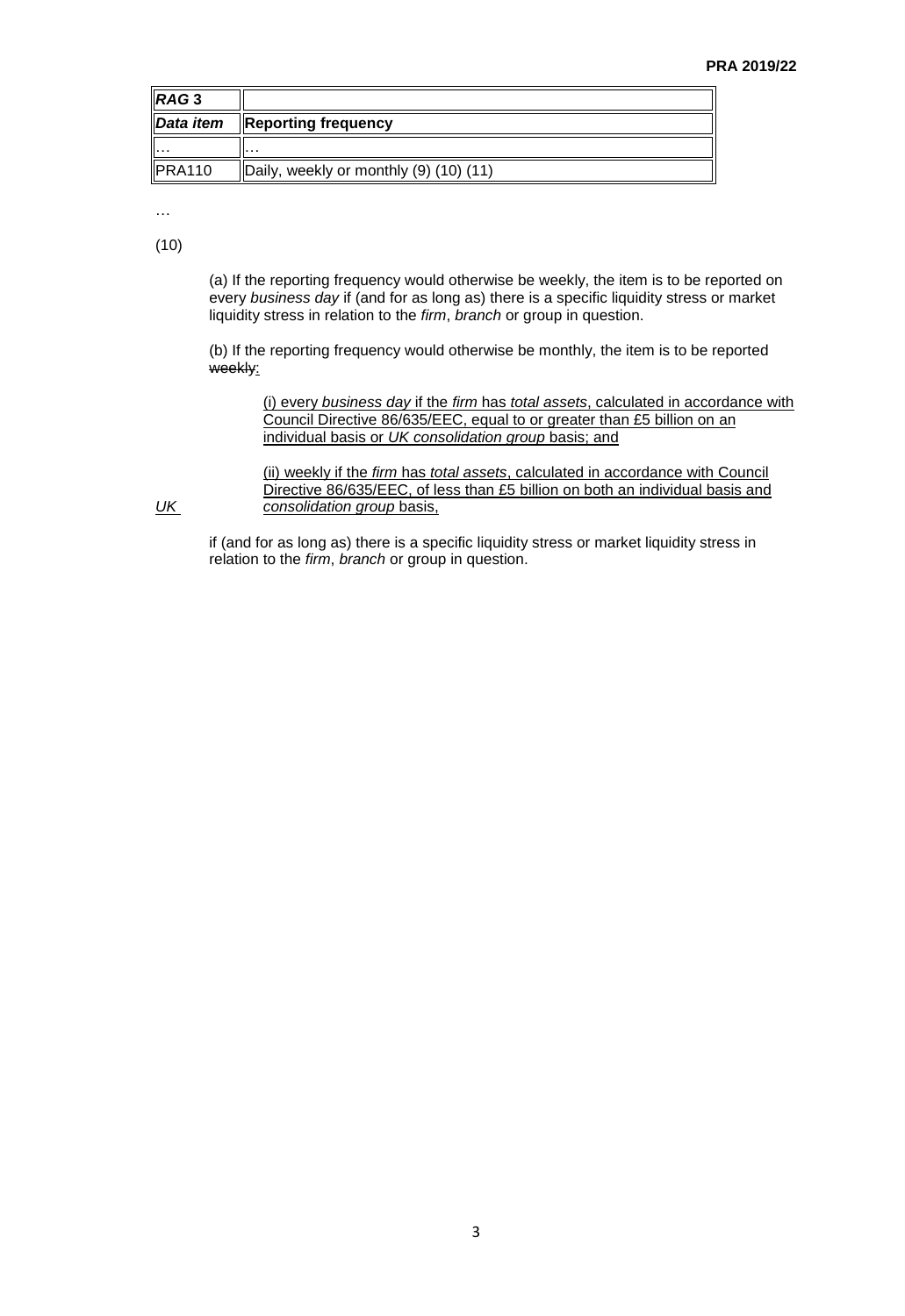| *RAG 3* | |
|---|---|
| ***Data item*** | **Reporting frequency** |
| … | … |
| PRA110 | Daily, weekly or monthly (9) (10) (11) |

…

(10)

(a) If the reporting frequency would otherwise be weekly, the item is to be reported on every *business day* if (and for as long as) there is a specific liquidity stress or market liquidity stress in relation to the *firm*, *branch* or group in question.

(b) If the reporting frequency would otherwise be monthly, the item is to be reported ~~weekly~~:

(i) every *business day* if the *firm* has *total assets*, calculated in accordance with Council Directive 86/635/EEC, equal to or greater than £5 billion on an individual basis or *UK consolidation group* basis; and

(ii) weekly if the *firm* has *total assets*, calculated in accordance with Council Directive 86/635/EEC, of less than £5 billion on both an individual basis and *UK consolidation group* basis,

if (and for as long as) there is a specific liquidity stress or market liquidity stress in relation to the *firm*, *branch* or group in question.